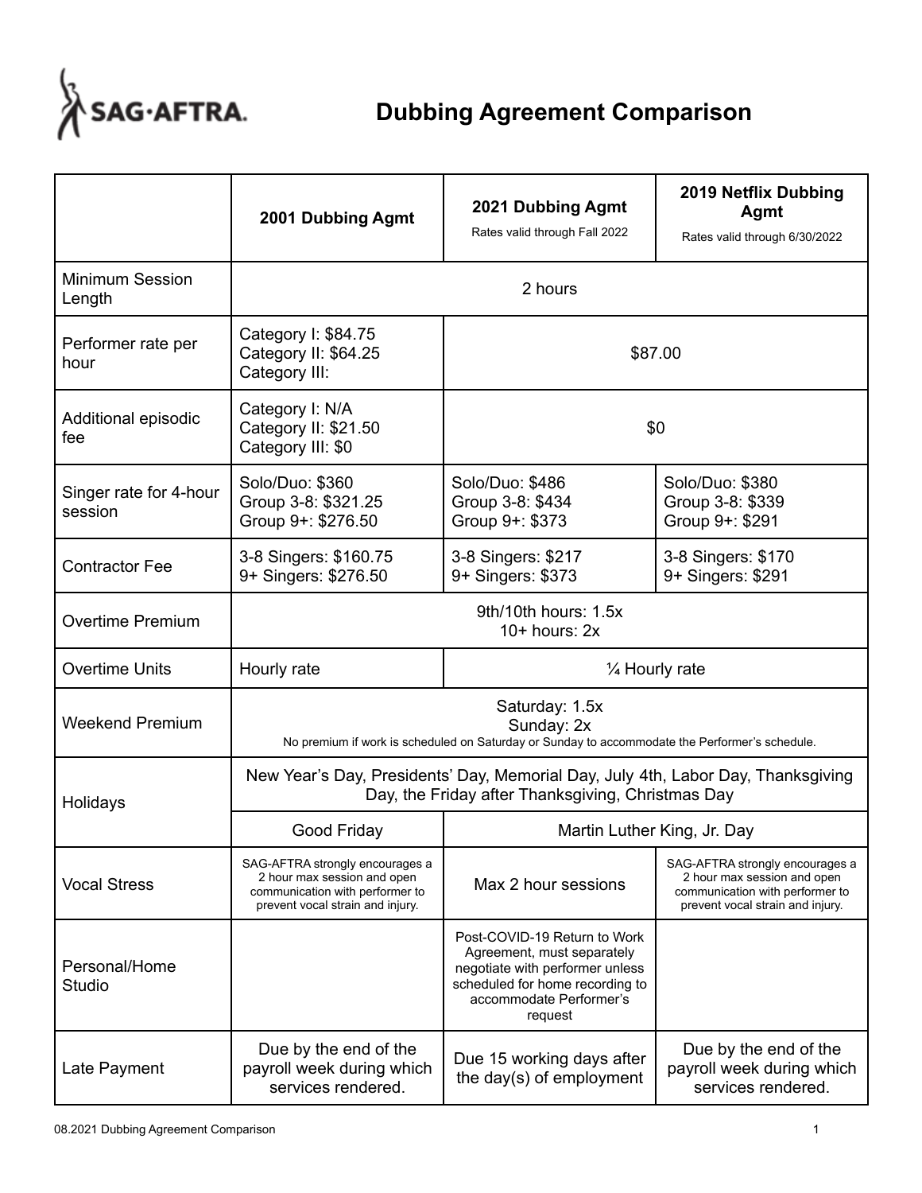# Dubbing Agreement Comparison

| | 2001 Dubbing Agmt | 2021 Dubbing Agmt<br>Rates valid through Fall 2022 | 2019 Netflix Dubbing Agmt<br>Rates valid through 6/30/2022 |
|---|---|---|---|
| Minimum Session Length | 2 hours | | |
| Performer rate per hour | Category I: $84.75<br>Category II: $64.25<br>Category III: | $87.00 | |
| Additional episodic fee | Category I: N/A<br>Category II: $21.50<br>Category III: $0 | $0 | |
| Singer rate for 4-hour session | Solo/Duo: $360<br>Group 3-8: $321.25<br>Group 9+: $276.50 | Solo/Duo: $486<br>Group 3-8: $434<br>Group 9+: $373 | Solo/Duo: $380<br>Group 3-8: $339<br>Group 9+: $291 |
| Contractor Fee | 3-8 Singers: $160.75<br>9+ Singers: $276.50 | 3-8 Singers: $217<br>9+ Singers: $373 | 3-8 Singers: $170<br>9+ Singers: $291 |
| Overtime Premium | 9th/10th hours: 1.5x<br>10+ hours: 2x | | |
| Overtime Units | Hourly rate | ¼ Hourly rate | |
| Weekend Premium | Saturday: 1.5x<br>Sunday: 2x<br>No premium if work is scheduled on Saturday or Sunday to accommodate the Performer's schedule. | | |
| Holidays | New Year's Day, Presidents' Day, Memorial Day, July 4th, Labor Day, Thanksgiving Day, the Friday after Thanksgiving, Christmas Day | | |
| | Good Friday | Martin Luther King, Jr. Day | |
| Vocal Stress | SAG-AFTRA strongly encourages a 2 hour max session and open communication with performer to prevent vocal strain and injury. | Max 2 hour sessions | SAG-AFTRA strongly encourages a 2 hour max session and open communication with performer to prevent vocal strain and injury. |
| Personal/Home Studio | | Post-COVID-19 Return to Work Agreement, must separately negotiate with performer unless scheduled for home recording to accommodate Performer's request | |
| Late Payment | Due by the end of the payroll week during which services rendered. | Due 15 working days after the day(s) of employment | Due by the end of the payroll week during which services rendered. |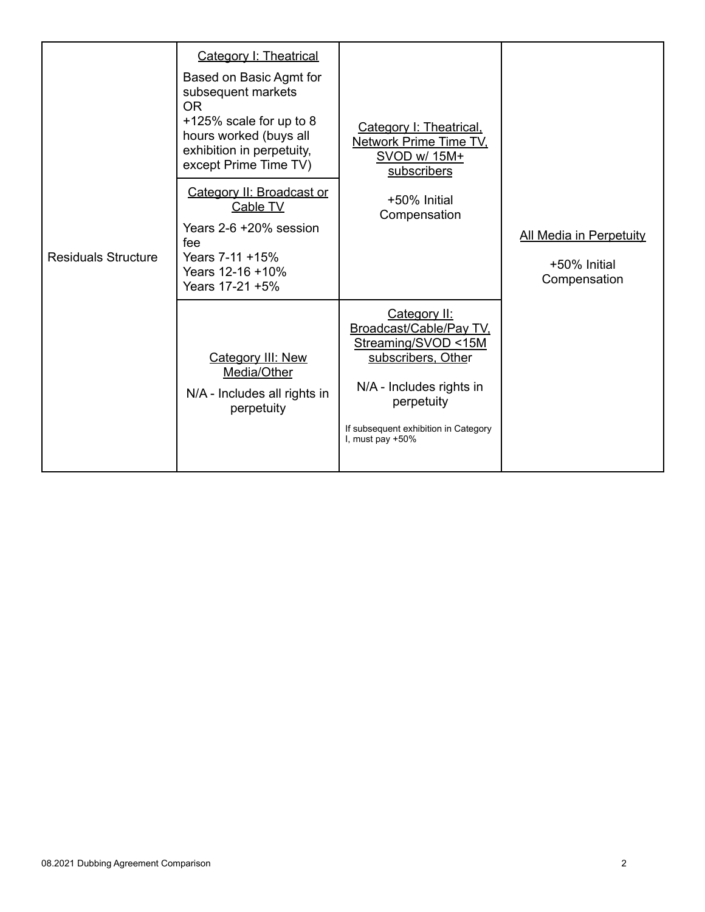| Residuals Structure | Category I: Theatrical<br>Based on Basic Agmt for subsequent markets<br>OR<br>+125% scale for up to 8 hours worked (buys all exhibition in perpetuity, except Prime Time TV) | Category I: Theatrical, Network Prime Time TV, SVOD w/ 15M+ subscribers<br>+50% Initial Compensation | All Media in Perpetuity<br>+50% Initial Compensation |
|---|---|---|---|
| | Category II: Broadcast or Cable TV<br>Years 2-6 +20% session fee<br>Years 7-11 +15%<br>Years 12-16 +10%<br>Years 17-21 +5% | | |
| | Category III: New Media/Other<br>N/A - Includes all rights in perpetuity | Category II: Broadcast/Cable/Pay TV, Streaming/SVOD <15M subscribers, Other<br>N/A - Includes rights in perpetuity<br>If subsequent exhibition in Category I, must pay +50% | |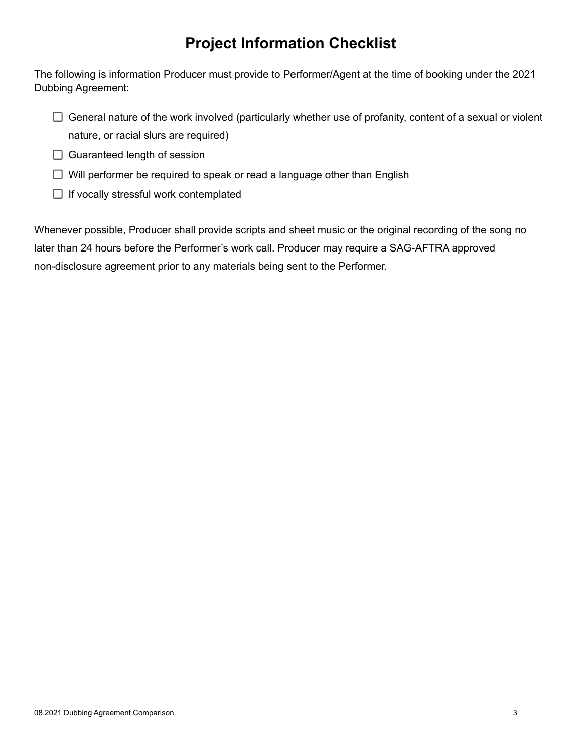# Project Information Checklist

The following is information Producer must provide to Performer/Agent at the time of booking under the 2021 Dubbing Agreement:

- [ ] General nature of the work involved (particularly whether use of profanity, content of a sexual or violent nature, or racial slurs are required)
- [ ] Guaranteed length of session
- [ ] Will performer be required to speak or read a language other than English
- [ ] If vocally stressful work contemplated

Whenever possible, Producer shall provide scripts and sheet music or the original recording of the song no later than 24 hours before the Performer's work call. Producer may require a SAG-AFTRA approved non-disclosure agreement prior to any materials being sent to the Performer.